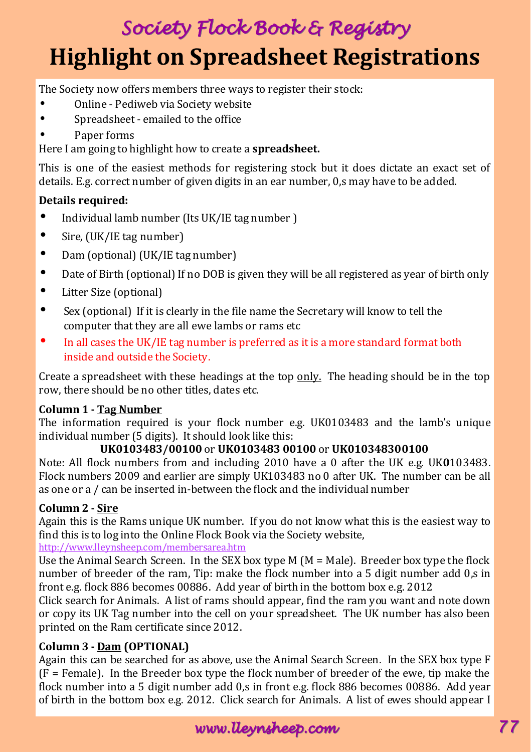# Society Flock Book & Registry

# Highlight on Spreadsheet Registrations

The Society now offers members three ways to register their stock:

- Online - Pediweb via Society website
- Spreadsheet - emailed to the office
- Paper forms

Here I am going to highlight how to create a **spreadsheet.**

This is one of the easiest methods for registering stock but it does dictate an exact set of details. E.g. correct number of given digits in an ear number, 0,s may have to be added.

**Details required:**

- Individual lamb number (Its UK/IE tag number )
- Sire, (UK/IE tag number)
- Dam (optional) (UK/IE tag number)
- Date of Birth (optional) If no DOB is given they will be all registered as year of birth only
- Litter Size (optional)
- Sex (optional) If it is clearly in the file name the Secretary will know to tell the computer that they are all ewe lambs or rams etc
- In all cases the UK/IE tag number is preferred as it is a more standard format both inside and outside the Society.

Create a spreadsheet with these headings at the top <u>only.</u> The heading should be in the top row, there should be no other titles, dates etc.

**Column 1 - <u>Tag Number</u>**
The information required is your flock number e.g. UK0103483 and the lamb's unique individual number (5 digits). It should look like this:

**UK0103483/00100** or **UK0103483 00100** or **UK010348300100**

Note: All flock numbers from and including 2010 have a 0 after the UK e.g. UK**0**103483. Flock numbers 2009 and earlier are simply UK103483 no 0 after UK. The number can be all as one or a / can be inserted in-between the flock and the individual number

**Column 2 - <u>Sire</u>**
Again this is the Rams unique UK number. If you do not know what this is the easiest way to find this is to log into the Online Flock Book via the Society website,
http://www.lleynsheep.com/membersarea.htm
Use the Animal Search Screen. In the SEX box type M (M = Male). Breeder box type the flock number of breeder of the ram, Tip: make the flock number into a 5 digit number add 0,s in front e.g. flock 886 becomes 00886. Add year of birth in the bottom box e.g. 2012
Click search for Animals. A list of rams should appear, find the ram you want and note down or copy its UK Tag number into the cell on your spreadsheet. The UK number has also been printed on the Ram certificate since 2012.

**Column 3 - <u>Dam</u> (OPTIONAL)**
Again this can be searched for as above, use the Animal Search Screen. In the SEX box type F (F = Female). In the Breeder box type the flock number of breeder of the ewe, tip make the flock number into a 5 digit number add 0,s in front e.g. flock 886 becomes 00886. Add year of birth in the bottom box e.g. 2012. Click search for Animals. A list of ewes should appear I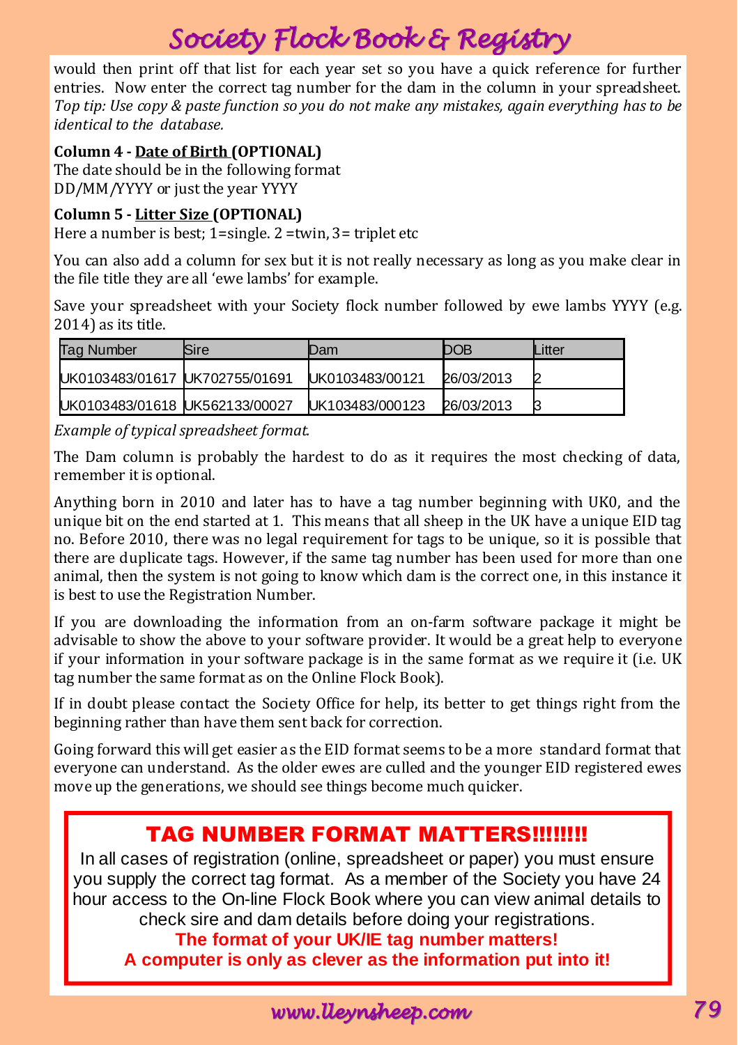would then print off that list for each year set so you have a quick reference for further entries. Now enter the correct tag number for the dam in the column in your spreadsheet. *Top tip: Use copy & paste function so you do not make any mistakes, again everything has to be identical to the database.*

**Column 4 - Date of Birth (OPTIONAL)**
The date should be in the following format
DD/MM/YYYY or just the year YYYY

**Column 5 - Litter Size (OPTIONAL)**
Here a number is best; 1=single. 2 =twin, 3= triplet etc

You can also add a column for sex but it is not really necessary as long as you make clear in the file title they are all 'ewe lambs' for example.

Save your spreadsheet with your Society flock number followed by ewe lambs YYYY (e.g. 2014) as its title.

| Tag Number | Sire | Dam | DOB | Litter |
|---|---|---|---|---|
| UK0103483/01617 | UK702755/01691 | UK0103483/00121 | 26/03/2013 | 2 |
| UK0103483/01618 | UK562133/00027 | UK103483/000123 | 26/03/2013 | 3 |

*Example of typical spreadsheet format.*

The Dam column is probably the hardest to do as it requires the most checking of data, remember it is optional.

Anything born in 2010 and later has to have a tag number beginning with UK0, and the unique bit on the end started at 1. This means that all sheep in the UK have a unique EID tag no. Before 2010, there was no legal requirement for tags to be unique, so it is possible that there are duplicate tags. However, if the same tag number has been used for more than one animal, then the system is not going to know which dam is the correct one, in this instance it is best to use the Registration Number.

If you are downloading the information from an on-farm software package it might be advisable to show the above to your software provider. It would be a great help to everyone if your information in your software package is in the same format as we require it (i.e. UK tag number the same format as on the Online Flock Book).

If in doubt please contact the Society Office for help, its better to get things right from the beginning rather than have them sent back for correction.

Going forward this will get easier as the EID format seems to be a more standard format that everyone can understand. As the older ewes are culled and the younger EID registered ewes move up the generations, we should see things become much quicker.

## TAG NUMBER FORMAT MATTERS!!!!!!!

In all cases of registration (online, spreadsheet or paper) you must ensure you supply the correct tag format. As a member of the Society you have 24 hour access to the On-line Flock Book where you can view animal details to check sire and dam details before doing your registrations.

**The format of your UK/IE tag number matters!**
**A computer is only as clever as the information put into it!**